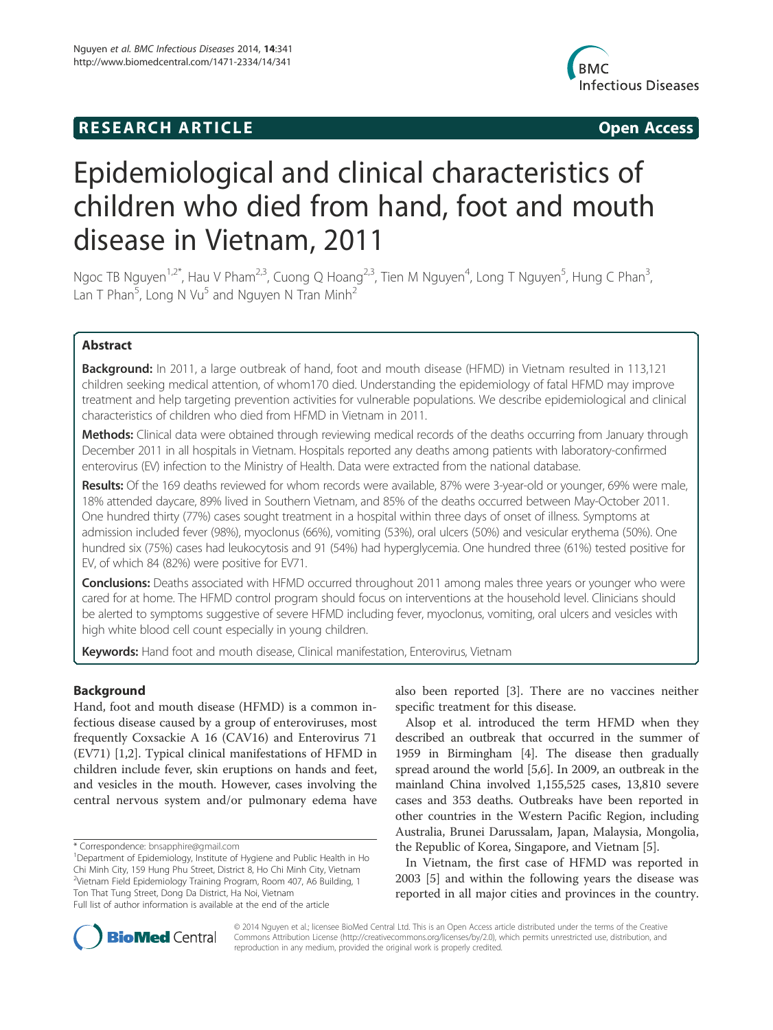RESEARCH ARTICLE Open Access

# Epidemiological and clinical characteristics of children who died from hand, foot and mouth disease in Vietnam, 2011

Ngoc TB Nguyen[1,2*], Hau V Pham[2,3], Cuong Q Hoang[2,3], Tien M Nguyen[4], Long T Nguyen[5], Hung C Phan[3], Lan T Phan[5], Long N Vu[5] and Nguyen N Tran Minh[2]

## Abstract

**Background:** In 2011, a large outbreak of hand, foot and mouth disease (HFMD) in Vietnam resulted in 113,121 children seeking medical attention, of whom170 died. Understanding the epidemiology of fatal HFMD may improve treatment and help targeting prevention activities for vulnerable populations. We describe epidemiological and clinical characteristics of children who died from HFMD in Vietnam in 2011.

**Methods:** Clinical data were obtained through reviewing medical records of the deaths occurring from January through December 2011 in all hospitals in Vietnam. Hospitals reported any deaths among patients with laboratory-confirmed enterovirus (EV) infection to the Ministry of Health. Data were extracted from the national database.

**Results:** Of the 169 deaths reviewed for whom records were available, 87% were 3-year-old or younger, 69% were male, 18% attended daycare, 89% lived in Southern Vietnam, and 85% of the deaths occurred between May-October 2011. One hundred thirty (77%) cases sought treatment in a hospital within three days of onset of illness. Symptoms at admission included fever (98%), myoclonus (66%), vomiting (53%), oral ulcers (50%) and vesicular erythema (50%). One hundred six (75%) cases had leukocytosis and 91 (54%) had hyperglycemia. One hundred three (61%) tested positive for EV, of which 84 (82%) were positive for EV71.

**Conclusions:** Deaths associated with HFMD occurred throughout 2011 among males three years or younger who were cared for at home. The HFMD control program should focus on interventions at the household level. Clinicians should be alerted to symptoms suggestive of severe HFMD including fever, myoclonus, vomiting, oral ulcers and vesicles with high white blood cell count especially in young children.

**Keywords:** Hand foot and mouth disease, Clinical manifestation, Enterovirus, Vietnam

## Background

Hand, foot and mouth disease (HFMD) is a common infectious disease caused by a group of enteroviruses, most frequently Coxsackie A 16 (CAV16) and Enterovirus 71 (EV71) [1,2]. Typical clinical manifestations of HFMD in children include fever, skin eruptions on hands and feet, and vesicles in the mouth. However, cases involving the central nervous system and/or pulmonary edema have also been reported [3]. There are no vaccines neither specific treatment for this disease.

Alsop et al. introduced the term HFMD when they described an outbreak that occurred in the summer of 1959 in Birmingham [4]. The disease then gradually spread around the world [5,6]. In 2009, an outbreak in the mainland China involved 1,155,525 cases, 13,810 severe cases and 353 deaths. Outbreaks have been reported in other countries in the Western Pacific Region, including Australia, Brunei Darussalam, Japan, Malaysia, Mongolia, the Republic of Korea, Singapore, and Vietnam [5].

In Vietnam, the first case of HFMD was reported in 2003 [5] and within the following years the disease was reported in all major cities and provinces in the country.

\* Correspondence: bnsapphire@gmail.com
[1]Department of Epidemiology, Institute of Hygiene and Public Health in Ho Chi Minh City, 159 Hung Phu Street, District 8, Ho Chi Minh City, Vietnam
[2]Vietnam Field Epidemiology Training Program, Room 407, A6 Building, 1 Ton That Tung Street, Dong Da District, Ha Noi, Vietnam
Full list of author information is available at the end of the article

© 2014 Nguyen et al.; licensee BioMed Central Ltd. This is an Open Access article distributed under the terms of the Creative Commons Attribution License (http://creativecommons.org/licenses/by/2.0), which permits unrestricted use, distribution, and reproduction in any medium, provided the original work is properly credited.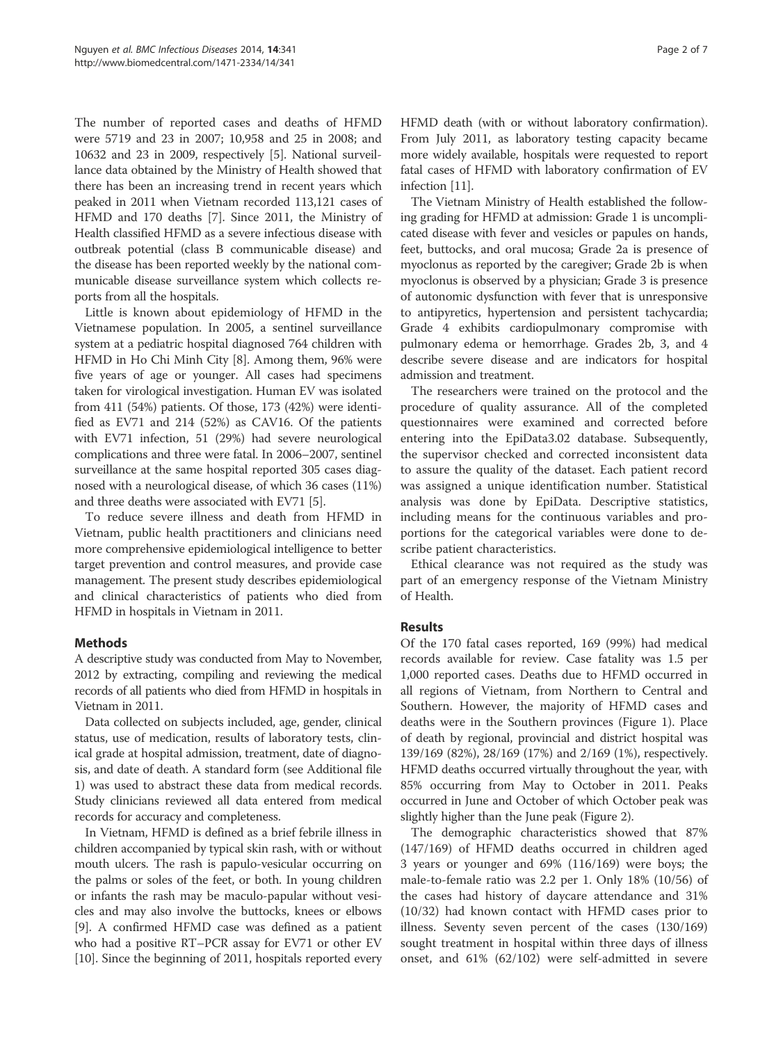The number of reported cases and deaths of HFMD were 5719 and 23 in 2007; 10,958 and 25 in 2008; and 10632 and 23 in 2009, respectively [5]. National surveillance data obtained by the Ministry of Health showed that there has been an increasing trend in recent years which peaked in 2011 when Vietnam recorded 113,121 cases of HFMD and 170 deaths [7]. Since 2011, the Ministry of Health classified HFMD as a severe infectious disease with outbreak potential (class B communicable disease) and the disease has been reported weekly by the national communicable disease surveillance system which collects reports from all the hospitals.

Little is known about epidemiology of HFMD in the Vietnamese population. In 2005, a sentinel surveillance system at a pediatric hospital diagnosed 764 children with HFMD in Ho Chi Minh City [8]. Among them, 96% were five years of age or younger. All cases had specimens taken for virological investigation. Human EV was isolated from 411 (54%) patients. Of those, 173 (42%) were identified as EV71 and 214 (52%) as CAV16. Of the patients with EV71 infection, 51 (29%) had severe neurological complications and three were fatal. In 2006–2007, sentinel surveillance at the same hospital reported 305 cases diagnosed with a neurological disease, of which 36 cases (11%) and three deaths were associated with EV71 [5].

To reduce severe illness and death from HFMD in Vietnam, public health practitioners and clinicians need more comprehensive epidemiological intelligence to better target prevention and control measures, and provide case management. The present study describes epidemiological and clinical characteristics of patients who died from HFMD in hospitals in Vietnam in 2011.

## Methods

A descriptive study was conducted from May to November, 2012 by extracting, compiling and reviewing the medical records of all patients who died from HFMD in hospitals in Vietnam in 2011.

Data collected on subjects included, age, gender, clinical status, use of medication, results of laboratory tests, clinical grade at hospital admission, treatment, date of diagnosis, and date of death. A standard form (see Additional file 1) was used to abstract these data from medical records. Study clinicians reviewed all data entered from medical records for accuracy and completeness.

In Vietnam, HFMD is defined as a brief febrile illness in children accompanied by typical skin rash, with or without mouth ulcers. The rash is papulo-vesicular occurring on the palms or soles of the feet, or both. In young children or infants the rash may be maculo-papular without vesicles and may also involve the buttocks, knees or elbows [9]. A confirmed HFMD case was defined as a patient who had a positive RT−PCR assay for EV71 or other EV [10]. Since the beginning of 2011, hospitals reported every HFMD death (with or without laboratory confirmation). From July 2011, as laboratory testing capacity became more widely available, hospitals were requested to report fatal cases of HFMD with laboratory confirmation of EV infection [11].

The Vietnam Ministry of Health established the following grading for HFMD at admission: Grade 1 is uncomplicated disease with fever and vesicles or papules on hands, feet, buttocks, and oral mucosa; Grade 2a is presence of myoclonus as reported by the caregiver; Grade 2b is when myoclonus is observed by a physician; Grade 3 is presence of autonomic dysfunction with fever that is unresponsive to antipyretics, hypertension and persistent tachycardia; Grade 4 exhibits cardiopulmonary compromise with pulmonary edema or hemorrhage. Grades 2b, 3, and 4 describe severe disease and are indicators for hospital admission and treatment.

The researchers were trained on the protocol and the procedure of quality assurance. All of the completed questionnaires were examined and corrected before entering into the EpiData3.02 database. Subsequently, the supervisor checked and corrected inconsistent data to assure the quality of the dataset. Each patient record was assigned a unique identification number. Statistical analysis was done by EpiData. Descriptive statistics, including means for the continuous variables and proportions for the categorical variables were done to describe patient characteristics.

Ethical clearance was not required as the study was part of an emergency response of the Vietnam Ministry of Health.

## Results

Of the 170 fatal cases reported, 169 (99%) had medical records available for review. Case fatality was 1.5 per 1,000 reported cases. Deaths due to HFMD occurred in all regions of Vietnam, from Northern to Central and Southern. However, the majority of HFMD cases and deaths were in the Southern provinces (Figure 1). Place of death by regional, provincial and district hospital was 139/169 (82%), 28/169 (17%) and 2/169 (1%), respectively. HFMD deaths occurred virtually throughout the year, with 85% occurring from May to October in 2011. Peaks occurred in June and October of which October peak was slightly higher than the June peak (Figure 2).

The demographic characteristics showed that 87% (147/169) of HFMD deaths occurred in children aged 3 years or younger and 69% (116/169) were boys; the male-to-female ratio was 2.2 per 1. Only 18% (10/56) of the cases had history of daycare attendance and 31% (10/32) had known contact with HFMD cases prior to illness. Seventy seven percent of the cases (130/169) sought treatment in hospital within three days of illness onset, and 61% (62/102) were self-admitted in severe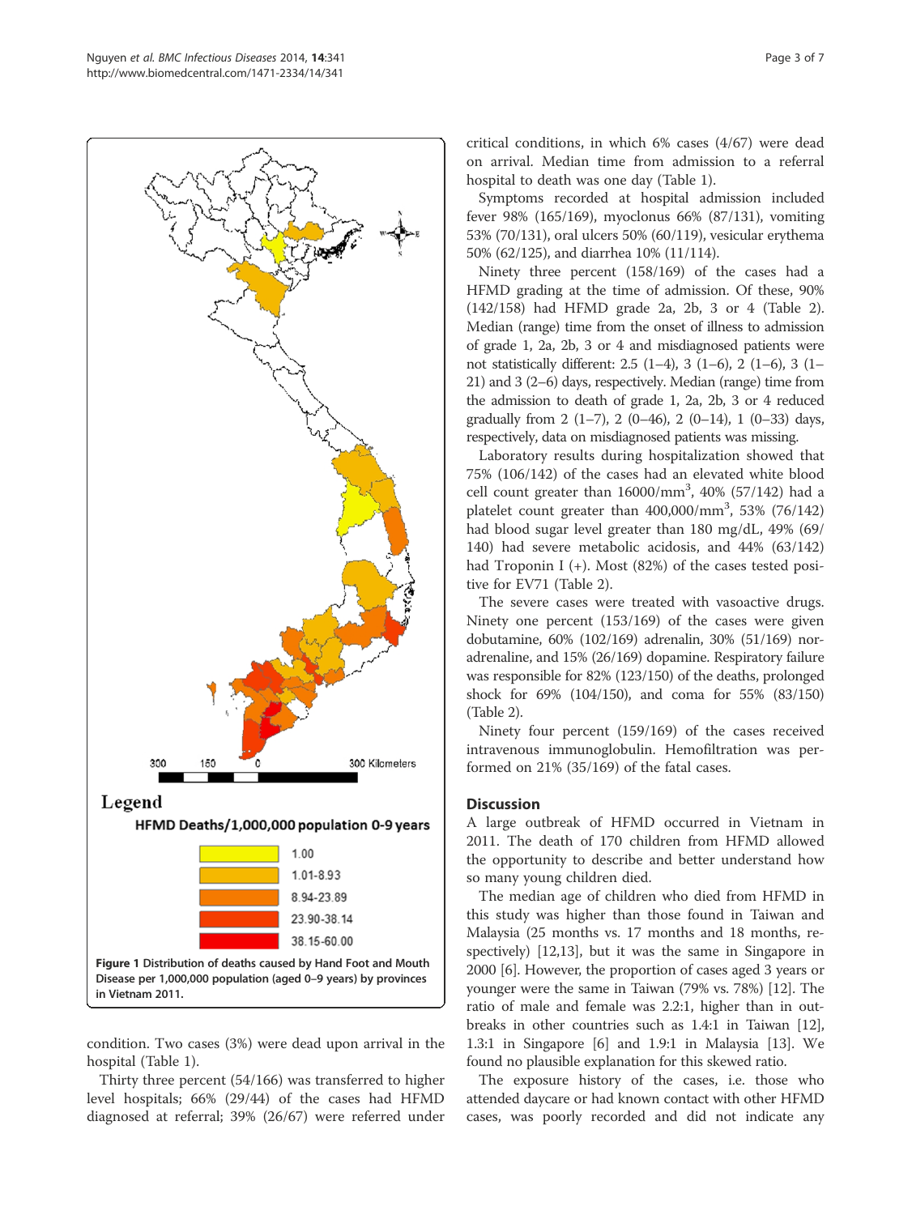Figure 1 Distribution of deaths caused by Hand Foot and Mouth Disease per 1,000,000 population (aged 0–9 years) by provinces in Vietnam 2011.

condition. Two cases (3%) were dead upon arrival in the hospital (Table 1).

Thirty three percent (54/166) was transferred to higher level hospitals; 66% (29/44) of the cases had HFMD diagnosed at referral; 39% (26/67) were referred under critical conditions, in which 6% cases (4/67) were dead on arrival. Median time from admission to a referral hospital to death was one day (Table 1).

Symptoms recorded at hospital admission included fever 98% (165/169), myoclonus 66% (87/131), vomiting 53% (70/131), oral ulcers 50% (60/119), vesicular erythema 50% (62/125), and diarrhea 10% (11/114).

Ninety three percent (158/169) of the cases had a HFMD grading at the time of admission. Of these, 90% (142/158) had HFMD grade 2a, 2b, 3 or 4 (Table 2). Median (range) time from the onset of illness to admission of grade 1, 2a, 2b, 3 or 4 and misdiagnosed patients were not statistically different: 2.5 (1–4), 3 (1–6), 2 (1–6), 3 (1–21) and 3 (2–6) days, respectively. Median (range) time from the admission to death of grade 1, 2a, 2b, 3 or 4 reduced gradually from 2 (1–7), 2 (0–46), 2 (0–14), 1 (0–33) days, respectively, data on misdiagnosed patients was missing.

Laboratory results during hospitalization showed that 75% (106/142) of the cases had an elevated white blood cell count greater than 16000/mm$^3$, 40% (57/142) had a platelet count greater than 400,000/mm$^3$, 53% (76/142) had blood sugar level greater than 180 mg/dL, 49% (69/140) had severe metabolic acidosis, and 44% (63/142) had Troponin I (+). Most (82%) of the cases tested positive for EV71 (Table 2).

The severe cases were treated with vasoactive drugs. Ninety one percent (153/169) of the cases were given dobutamine, 60% (102/169) adrenalin, 30% (51/169) noradrenaline, and 15% (26/169) dopamine. Respiratory failure was responsible for 82% (123/150) of the deaths, prolonged shock for 69% (104/150), and coma for 55% (83/150) (Table 2).

Ninety four percent (159/169) of the cases received intravenous immunoglobulin. Hemofiltration was performed on 21% (35/169) of the fatal cases.

## Discussion

A large outbreak of HFMD occurred in Vietnam in 2011. The death of 170 children from HFMD allowed the opportunity to describe and better understand how so many young children died.

The median age of children who died from HFMD in this study was higher than those found in Taiwan and Malaysia (25 months vs. 17 months and 18 months, respectively) [12,13], but it was the same in Singapore in 2000 [6]. However, the proportion of cases aged 3 years or younger were the same in Taiwan (79% vs. 78%) [12]. The ratio of male and female was 2.2:1, higher than in outbreaks in other countries such as 1.4:1 in Taiwan [12], 1.3:1 in Singapore [6] and 1.9:1 in Malaysia [13]. We found no plausible explanation for this skewed ratio.

The exposure history of the cases, i.e. those who attended daycare or had known contact with other HFMD cases, was poorly recorded and did not indicate any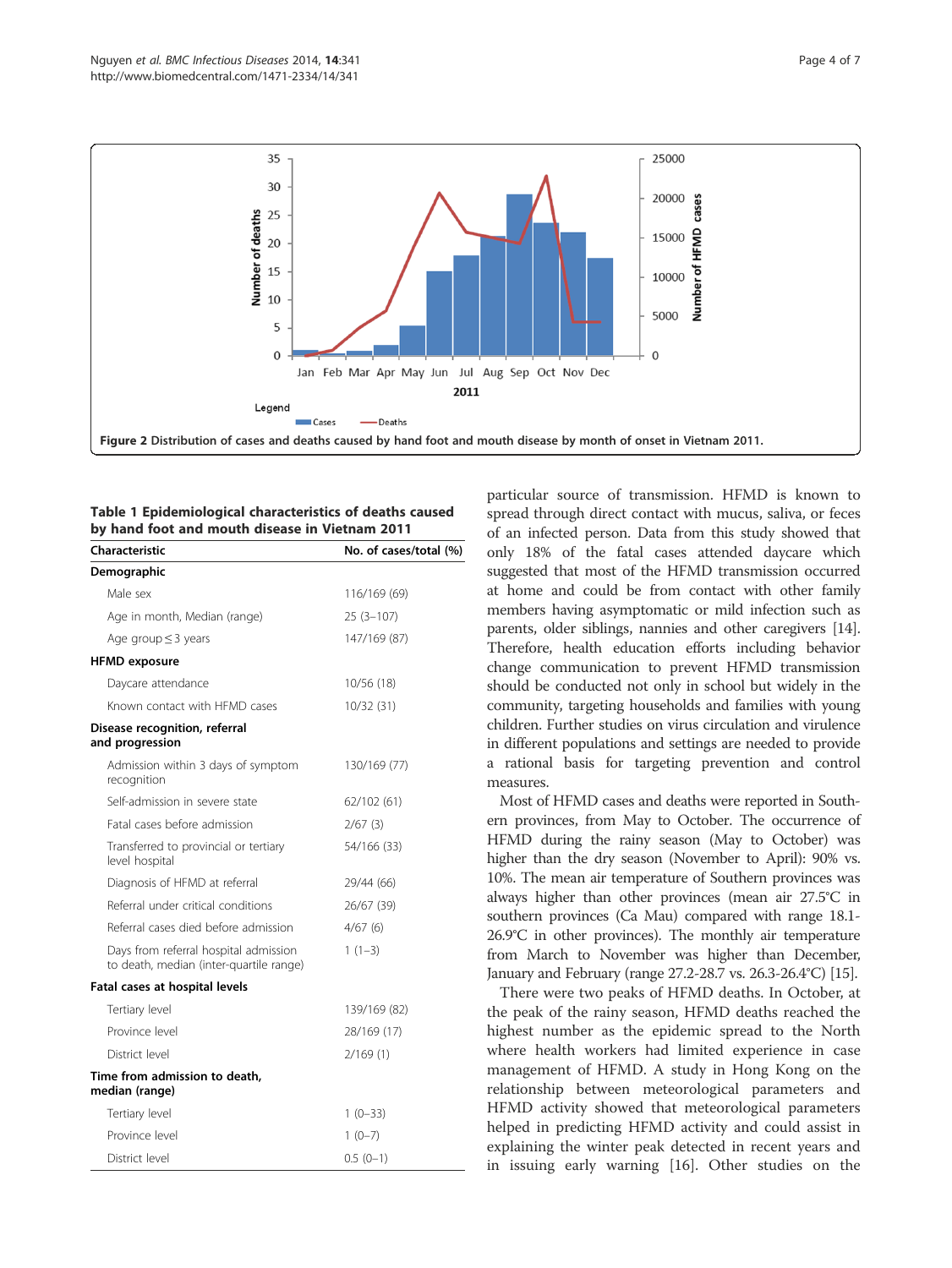**Figure 2** Distribution of cases and deaths caused by hand foot and mouth disease by month of onset in Vietnam 2011.

**Table 1 Epidemiological characteristics of deaths caused by hand foot and mouth disease in Vietnam 2011**

| Characteristic | No. of cases/total (%) |
|---|---|
| **Demographic** | |
| Male sex | 116/169 (69) |
| Age in month, Median (range) | 25 (3–107) |
| Age group ≤ 3 years | 147/169 (87) |
| **HFMD exposure** | |
| Daycare attendance | 10/56 (18) |
| Known contact with HFMD cases | 10/32 (31) |
| **Disease recognition, referral and progression** | |
| Admission within 3 days of symptom recognition | 130/169 (77) |
| Self-admission in severe state | 62/102 (61) |
| Fatal cases before admission | 2/67 (3) |
| Transferred to provincial or tertiary level hospital | 54/166 (33) |
| Diagnosis of HFMD at referral | 29/44 (66) |
| Referral under critical conditions | 26/67 (39) |
| Referral cases died before admission | 4/67 (6) |
| Days from referral hospital admission to death, median (inter-quartile range) | 1 (1–3) |
| **Fatal cases at hospital levels** | |
| Tertiary level | 139/169 (82) |
| Province level | 28/169 (17) |
| District level | 2/169 (1) |
| **Time from admission to death, median (range)** | |
| Tertiary level | 1 (0–33) |
| Province level | 1 (0–7) |
| District level | 0.5 (0–1) |

particular source of transmission. HFMD is known to spread through direct contact with mucus, saliva, or feces of an infected person. Data from this study showed that only 18% of the fatal cases attended daycare which suggested that most of the HFMD transmission occurred at home and could be from contact with other family members having asymptomatic or mild infection such as parents, older siblings, nannies and other caregivers [14]. Therefore, health education efforts including behavior change communication to prevent HFMD transmission should be conducted not only in school but widely in the community, targeting households and families with young children. Further studies on virus circulation and virulence in different populations and settings are needed to provide a rational basis for targeting prevention and control measures.

Most of HFMD cases and deaths were reported in Southern provinces, from May to October. The occurrence of HFMD during the rainy season (May to October) was higher than the dry season (November to April): 90% vs. 10%. The mean air temperature of Southern provinces was always higher than other provinces (mean air 27.5°C in southern provinces (Ca Mau) compared with range 18.1-26.9°C in other provinces). The monthly air temperature from March to November was higher than December, January and February (range 27.2-28.7 vs. 26.3-26.4°C) [15].

There were two peaks of HFMD deaths. In October, at the peak of the rainy season, HFMD deaths reached the highest number as the epidemic spread to the North where health workers had limited experience in case management of HFMD. A study in Hong Kong on the relationship between meteorological parameters and HFMD activity showed that meteorological parameters helped in predicting HFMD activity and could assist in explaining the winter peak detected in recent years and in issuing early warning [16]. Other studies on the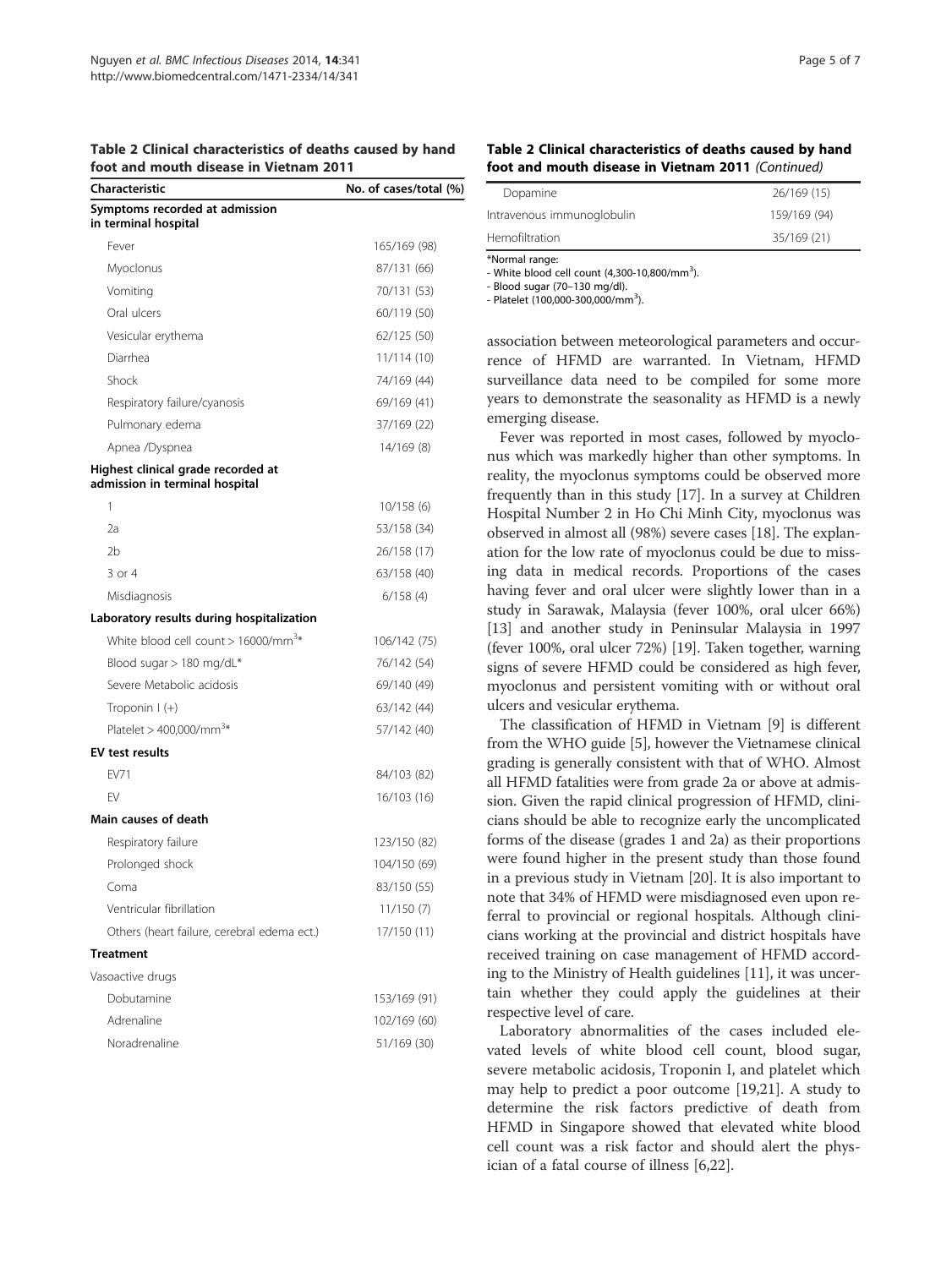**Table 2 Clinical characteristics of deaths caused by hand foot and mouth disease in Vietnam 2011**

| Characteristic | No. of cases/total (%) |
|---|---|
| **Symptoms recorded at admission in terminal hospital** | |
| Fever | 165/169 (98) |
| Myoclonus | 87/131 (66) |
| Vomiting | 70/131 (53) |
| Oral ulcers | 60/119 (50) |
| Vesicular erythema | 62/125 (50) |
| Diarrhea | 11/114 (10) |
| Shock | 74/169 (44) |
| Respiratory failure/cyanosis | 69/169 (41) |
| Pulmonary edema | 37/169 (22) |
| Apnea /Dyspnea | 14/169 (8) |
| **Highest clinical grade recorded at admission in terminal hospital** | |
| 1 | 10/158 (6) |
| 2a | 53/158 (34) |
| 2b | 26/158 (17) |
| 3 or 4 | 63/158 (40) |
| Misdiagnosis | 6/158 (4) |
| **Laboratory results during hospitalization** | |
| White blood cell count > 16000/mm$^3$* | 106/142 (75) |
| Blood sugar > 180 mg/dL* | 76/142 (54) |
| Severe Metabolic acidosis | 69/140 (49) |
| Troponin I (+) | 63/142 (44) |
| Platelet > 400,000/mm$^3$* | 57/142 (40) |
| **EV test results** | |
| EV71 | 84/103 (82) |
| EV | 16/103 (16) |
| **Main causes of death** | |
| Respiratory failure | 123/150 (82) |
| Prolonged shock | 104/150 (69) |
| Coma | 83/150 (55) |
| Ventricular fibrillation | 11/150 (7) |
| Others (heart failure, cerebral edema ect.) | 17/150 (11) |
| **Treatment** | |
| Vasoactive drugs | |
| Dobutamine | 153/169 (91) |
| Adrenaline | 102/169 (60) |
| Noradrenaline | 51/169 (30) |
| Dopamine | 26/169 (15) |
| Intravenous immunoglobulin | 159/169 (94) |
| Hemofiltration | 35/169 (21) |

*Normal range:
- White blood cell count (4,300-10,800/mm$^3$).
- Blood sugar (70–130 mg/dl).
- Platelet (100,000-300,000/mm$^3$).

association between meteorological parameters and occurrence of HFMD are warranted. In Vietnam, HFMD surveillance data need to be compiled for some more years to demonstrate the seasonality as HFMD is a newly emerging disease.

Fever was reported in most cases, followed by myoclonus which was markedly higher than other symptoms. In reality, the myoclonus symptoms could be observed more frequently than in this study [17]. In a survey at Children Hospital Number 2 in Ho Chi Minh City, myoclonus was observed in almost all (98%) severe cases [18]. The explanation for the low rate of myoclonus could be due to missing data in medical records. Proportions of the cases having fever and oral ulcer were slightly lower than in a study in Sarawak, Malaysia (fever 100%, oral ulcer 66%) [13] and another study in Peninsular Malaysia in 1997 (fever 100%, oral ulcer 72%) [19]. Taken together, warning signs of severe HFMD could be considered as high fever, myoclonus and persistent vomiting with or without oral ulcers and vesicular erythema.

The classification of HFMD in Vietnam [9] is different from the WHO guide [5], however the Vietnamese clinical grading is generally consistent with that of WHO. Almost all HFMD fatalities were from grade 2a or above at admission. Given the rapid clinical progression of HFMD, clinicians should be able to recognize early the uncomplicated forms of the disease (grades 1 and 2a) as their proportions were found higher in the present study than those found in a previous study in Vietnam [20]. It is also important to note that 34% of HFMD were misdiagnosed even upon referral to provincial or regional hospitals. Although clinicians working at the provincial and district hospitals have received training on case management of HFMD according to the Ministry of Health guidelines [11], it was uncertain whether they could apply the guidelines at their respective level of care.

Laboratory abnormalities of the cases included elevated levels of white blood cell count, blood sugar, severe metabolic acidosis, Troponin I, and platelet which may help to predict a poor outcome [19,21]. A study to determine the risk factors predictive of death from HFMD in Singapore showed that elevated white blood cell count was a risk factor and should alert the physician of a fatal course of illness [6,22].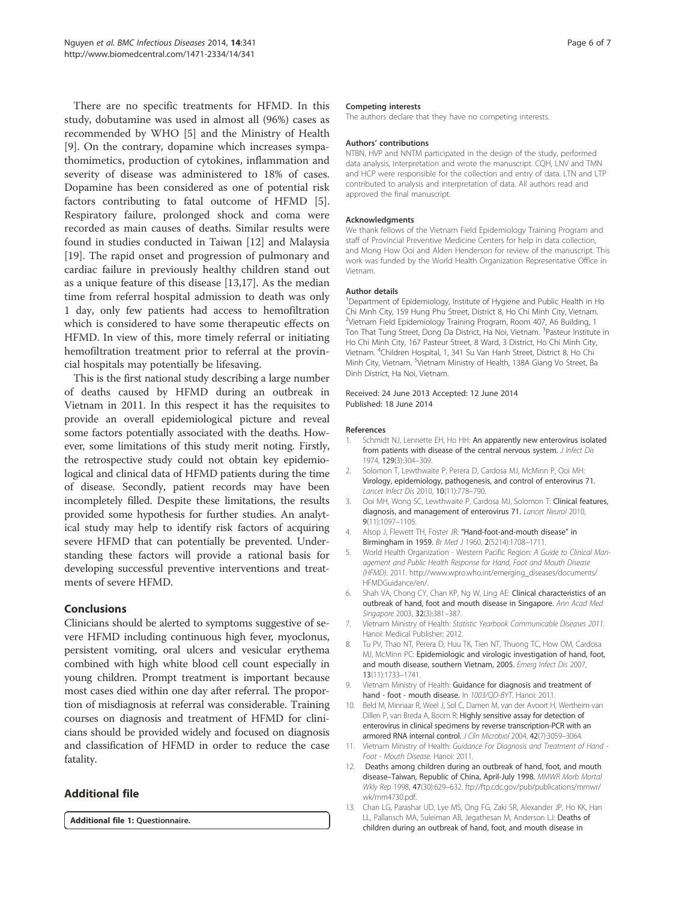There are no specific treatments for HFMD. In this study, dobutamine was used in almost all (96%) cases as recommended by WHO [5] and the Ministry of Health [9]. On the contrary, dopamine which increases sympathomimetics, production of cytokines, inflammation and severity of disease was administered to 18% of cases. Dopamine has been considered as one of potential risk factors contributing to fatal outcome of HFMD [5]. Respiratory failure, prolonged shock and coma were recorded as main causes of deaths. Similar results were found in studies conducted in Taiwan [12] and Malaysia [19]. The rapid onset and progression of pulmonary and cardiac failure in previously healthy children stand out as a unique feature of this disease [13,17]. As the median time from referral hospital admission to death was only 1 day, only few patients had access to hemofiltration which is considered to have some therapeutic effects on HFMD. In view of this, more timely referral or initiating hemofiltration treatment prior to referral at the provincial hospitals may potentially be lifesaving.

This is the first national study describing a large number of deaths caused by HFMD during an outbreak in Vietnam in 2011. In this respect it has the requisites to provide an overall epidemiological picture and reveal some factors potentially associated with the deaths. However, some limitations of this study merit noting. Firstly, the retrospective study could not obtain key epidemiological and clinical data of HFMD patients during the time of disease. Secondly, patient records may have been incompletely filled. Despite these limitations, the results provided some hypothesis for further studies. An analytical study may help to identify risk factors of acquiring severe HFMD that can potentially be prevented. Understanding these factors will provide a rational basis for developing successful preventive interventions and treatments of severe HFMD.

## Conclusions

Clinicians should be alerted to symptoms suggestive of severe HFMD including continuous high fever, myoclonus, persistent vomiting, oral ulcers and vesicular erythema combined with high white blood cell count especially in young children. Prompt treatment is important because most cases died within one day after referral. The proportion of misdiagnosis at referral was considerable. Training courses on diagnosis and treatment of HFMD for clinicians should be provided widely and focused on diagnosis and classification of HFMD in order to reduce the case fatality.

## Additional file

**Additional file 1: Questionnaire.**

#### Competing interests

The authors declare that they have no competing interests.

#### Authors' contributions

NTBN, HVP and NNTM participated in the design of the study, performed data analysis, interpretation and wrote the manuscript. CQH, LNV and TMN and HCP were responsible for the collection and entry of data. LTN and LTP contributed to analysis and interpretation of data. All authors read and approved the final manuscript.

#### Acknowledgments

We thank fellows of the Vietnam Field Epidemiology Training Program and staff of Provincial Preventive Medicine Centers for help in data collection, and Mong How Ooi and Alden Henderson for review of the manuscript. This work was funded by the World Health Organization Representative Office in Vietnam.

#### Author details

[1]Department of Epidemiology, Institute of Hygiene and Public Health in Ho Chi Minh City, 159 Hung Phu Street, District 8, Ho Chi Minh City, Vietnam. [2]Vietnam Field Epidemiology Training Program, Room 407, A6 Building, 1 Ton That Tung Street, Dong Da District, Ha Noi, Vietnam. [3]Pasteur Institute in Ho Chi Minh City, 167 Pasteur Street, 8 Ward, 3 District, Ho Chi Minh City, Vietnam. [4]Children Hospital, 1, 341 Su Van Hanh Street, District 8, Ho Chi Minh City, Vietnam. [5]Vietnam Ministry of Health, 138A Giang Vo Street, Ba Dinh District, Ha Noi, Vietnam.

Received: 24 June 2013 Accepted: 12 June 2014
Published: 18 June 2014

#### References

1. Schmidt NJ, Lennette EH, Ho HH: **An apparently new enterovirus isolated from patients with disease of the central nervous system.** *J Infect Dis* 1974, **129**(3):304–309.
2. Solomon T, Lewthwaite P, Perera D, Cardosa MJ, McMinn P, Ooi MH: **Virology, epidemiology, pathogenesis, and control of enterovirus 71.** *Lancet Infect Dis* 2010, **10**(11):778–790.
3. Ooi MH, Wong SC, Lewthwaite P, Cardosa MJ, Solomon T: **Clinical features, diagnosis, and management of enterovirus 71.** *Lancet Neurol* 2010, **9**(11):1097–1105.
4. Alsop J, Flewett TH, Foster JR: **"Hand-foot-and-mouth disease" in Birmingham in 1959.** *Br Med J* 1960, **2**(5214):1708–1711.
5. World Health Organization - Western Pacific Region: *A Guide to Clinical Management and Public Health Response for Hand, Foot and Mouth Disease (HFMD).* 2011. http://www.wpro.who.int/emerging_diseases/documents/HFMDGuidance/en/.
6. Shah VA, Chong CY, Chan KP, Ng W, Ling AE: **Clinical characteristics of an outbreak of hand, foot and mouth disease in Singapore.** *Ann Acad Med Singapore* 2003, **32**(3):381–387.
7. Vietnam Ministry of Health: *Statistic Yearbook Communicable Diseases 2011.* Hanoi: Medical Publisher; 2012.
8. Tu PV, Thao NT, Perera D, Huu TK, Tien NT, Thuong TC, How OM, Cardosa MJ, McMinn PC: **Epidemiologic and virologic investigation of hand, foot, and mouth disease, southern Vietnam, 2005.** *Emerg Infect Dis* 2007, **13**(11):1733–1741.
9. Vietnam Ministry of Health: **Guidance for diagnosis and treatment of hand - foot - mouth disease.** In *1003/QD-BYT.* Hanoi: 2011.
10. Beld M, Minnaar R, Weel J, Sol C, Damen M, van der Avoort H, Wertheim-van Dillen P, van Breda A, Boom R: **Highly sensitive assay for detection of enterovirus in clinical specimens by reverse transcription-PCR with an armored RNA internal control.** *J Clin Microbiol* 2004, **42**(7):3059–3064.
11. Vietnam Ministry of Health: *Guidance For Diagnosis and Treatment of Hand - Foot - Mouth Disease.* Hanoi: 2011.
12. **Deaths among children during an outbreak of hand, foot, and mouth disease–Taiwan, Republic of China, April-July 1998.** *MMWR Morb Mortal Wkly Rep* 1998, **47**(30):629–632. ftp://ftp.cdc.gov/pub/publications/mmwr/wk/mm4730.pdf.
13. Chan LG, Parashar UD, Lye MS, Ong FG, Zaki SR, Alexander JP, Ho KK, Han LL, Pallansch MA, Suleiman AB, Jegathesan M, Anderson LJ: **Deaths of children during an outbreak of hand, foot, and mouth disease in**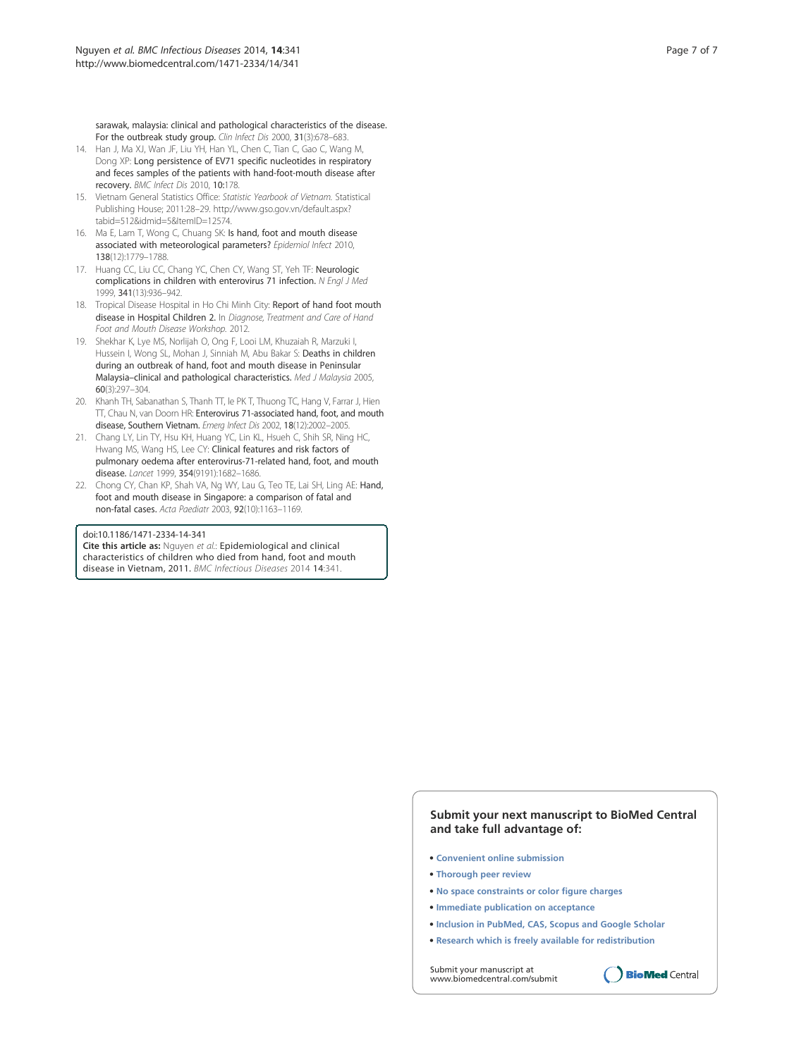sarawak, malaysia: clinical and pathological characteristics of the disease. For the outbreak study group. *Clin Infect Dis* 2000, **31**(3):678–683.

14. Han J, Ma XJ, Wan JF, Liu YH, Han YL, Chen C, Tian C, Gao C, Wang M, Dong XP: **Long persistence of EV71 specific nucleotides in respiratory and feces samples of the patients with hand-foot-mouth disease after recovery.** *BMC Infect Dis* 2010, **10**:178.
15. Vietnam General Statistics Office: *Statistic Yearbook of Vietnam.* Statistical Publishing House; 2011:28–29. http://www.gso.gov.vn/default.aspx?tabid=512&idmid=5&ItemID=12574.
16. Ma E, Lam T, Wong C, Chuang SK: **Is hand, foot and mouth disease associated with meteorological parameters?** *Epidemiol Infect* 2010, **138**(12):1779–1788.
17. Huang CC, Liu CC, Chang YC, Chen CY, Wang ST, Yeh TF: **Neurologic complications in children with enterovirus 71 infection.** *N Engl J Med* 1999, **341**(13):936–942.
18. Tropical Disease Hospital in Ho Chi Minh City: **Report of hand foot mouth disease in Hospital Children 2.** In *Diagnose, Treatment and Care of Hand Foot and Mouth Disease Workshop.* 2012.
19. Shekhar K, Lye MS, Norlijah O, Ong F, Looi LM, Khuzaiah R, Marzuki I, Hussein I, Wong SL, Mohan J, Sinniah M, Abu Bakar S: **Deaths in children during an outbreak of hand, foot and mouth disease in Peninsular Malaysia–clinical and pathological characteristics.** *Med J Malaysia* 2005, **60**(3):297–304.
20. Khanh TH, Sabanathan S, Thanh TT, le PK T, Thuong TC, Hang V, Farrar J, Hien TT, Chau N, van Doorn HR: **Enterovirus 71-associated hand, foot, and mouth disease, Southern Vietnam.** *Emerg Infect Dis* 2002, **18**(12):2002–2005.
21. Chang LY, Lin TY, Hsu KH, Huang YC, Lin KL, Hsueh C, Shih SR, Ning HC, Hwang MS, Wang HS, Lee CY: **Clinical features and risk factors of pulmonary oedema after enterovirus-71-related hand, foot, and mouth disease.** *Lancet* 1999, **354**(9191):1682–1686.
22. Chong CY, Chan KP, Shah VA, Ng WY, Lau G, Teo TE, Lai SH, Ling AE: **Hand, foot and mouth disease in Singapore: a comparison of fatal and non-fatal cases.** *Acta Paediatr* 2003, **92**(10):1163–1169.

doi:10.1186/1471-2334-14-341

**Cite this article as:** Nguyen *et al.*: Epidemiological and clinical characteristics of children who died from hand, foot and mouth disease in Vietnam, 2011. *BMC Infectious Diseases* 2014 **14**:341.

**Submit your next manuscript to BioMed Central and take full advantage of:**

- **Convenient online submission**
- **Thorough peer review**
- **No space constraints or color figure charges**
- **Immediate publication on acceptance**
- **Inclusion in PubMed, CAS, Scopus and Google Scholar**
- **Research which is freely available for redistribution**

Submit your manuscript at
www.biomedcentral.com/submit

BioMed Central